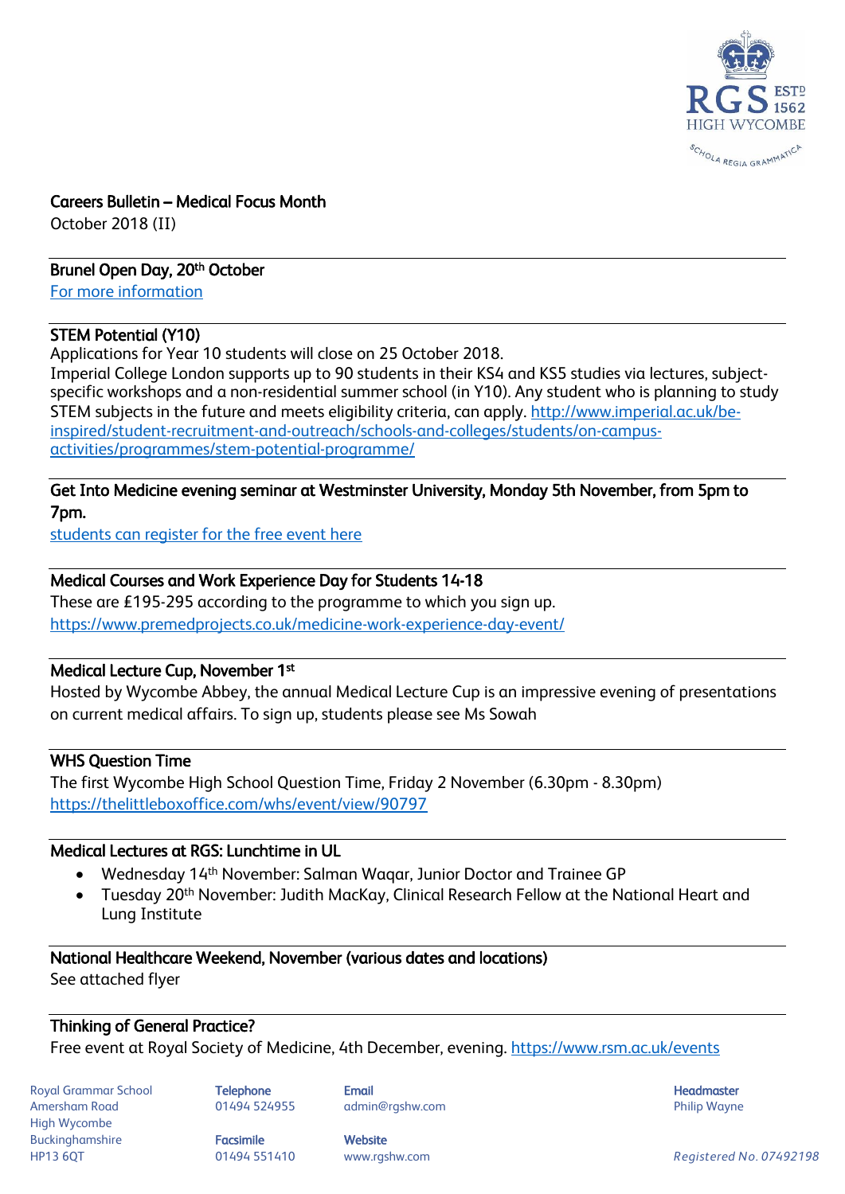## Careers Bulletin – Medical Focus Month

October 2018 (II)

---

### Brunel Open Day, 20th October

[For more information]

---

### STEM Potential (Y10)

Applications for Year 10 students will close on 25 October 2018.

Imperial College London supports up to 90 students in their KS4 and KS5 studies via lectures, subject-specific workshops and a non-residential summer school (in Y10). Any student who is planning to study STEM subjects in the future and meets eligibility criteria, can apply. http://www.imperial.ac.uk/be-inspired/student-recruitment-and-outreach/schools-and-colleges/students/on-campus-activities/programmes/stem-potential-programme/

---

### Get Into Medicine evening seminar at Westminster University, Monday 5th November, from 5pm to 7pm.

students can register for the free event here

---

### Medical Courses and Work Experience Day for Students 14-18

These are £195-295 according to the programme to which you sign up.

https://www.premedprojects.co.uk/medicine-work-experience-day-event/

---

### Medical Lecture Cup, November 1st

Hosted by Wycombe Abbey, the annual Medical Lecture Cup is an impressive evening of presentations on current medical affairs. To sign up, students please see Ms Sowah

---

### WHS Question Time

The first Wycombe High School Question Time, Friday 2 November (6.30pm - 8.30pm)

https://thelittleboxoffice.com/whs/event/view/90797

---

### Medical Lectures at RGS: Lunchtime in UL

- Wednesday 14th November: Salman Waqar, Junior Doctor and Trainee GP
- Tuesday 20th November: Judith MacKay, Clinical Research Fellow at the National Heart and Lung Institute

---

### National Healthcare Weekend, November (various dates and locations)

See attached flyer

---

### Thinking of General Practice?

Free event at Royal Society of Medicine, 4th December, evening. https://www.rsm.ac.uk/events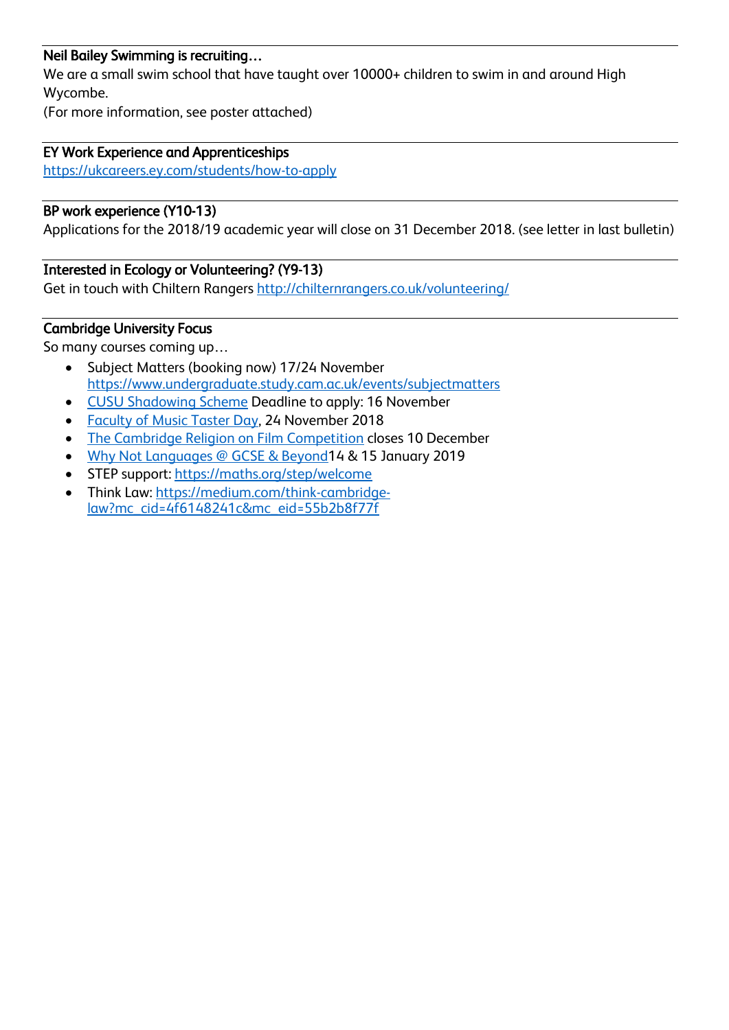### Neil Bailey Swimming is recruiting…

We are a small swim school that have taught over 10000+ children to swim in and around High Wycombe.

(For more information, see poster attached)

---

### EY Work Experience and Apprenticeships

https://ukcareers.ey.com/students/how-to-apply

---

### BP work experience (Y10-13)

Applications for the 2018/19 academic year will close on 31 December 2018. (see letter in last bulletin)

---

### Interested in Ecology or Volunteering? (Y9-13)

Get in touch with Chiltern Rangers http://chilternrangers.co.uk/volunteering/

---

### Cambridge University Focus

So many courses coming up…

- Subject Matters (booking now) 17/24 November https://www.undergraduate.study.cam.ac.uk/events/subjectmatters
- CUSU Shadowing Scheme Deadline to apply: 16 November
- Faculty of Music Taster Day, 24 November 2018
- The Cambridge Religion on Film Competition closes 10 December
- Why Not Languages @ GCSE & Beyond14 & 15 January 2019
- STEP support: https://maths.org/step/welcome
- Think Law: https://medium.com/think-cambridge-law?mc_cid=4f6148241c&mc_eid=55b2b8f77f